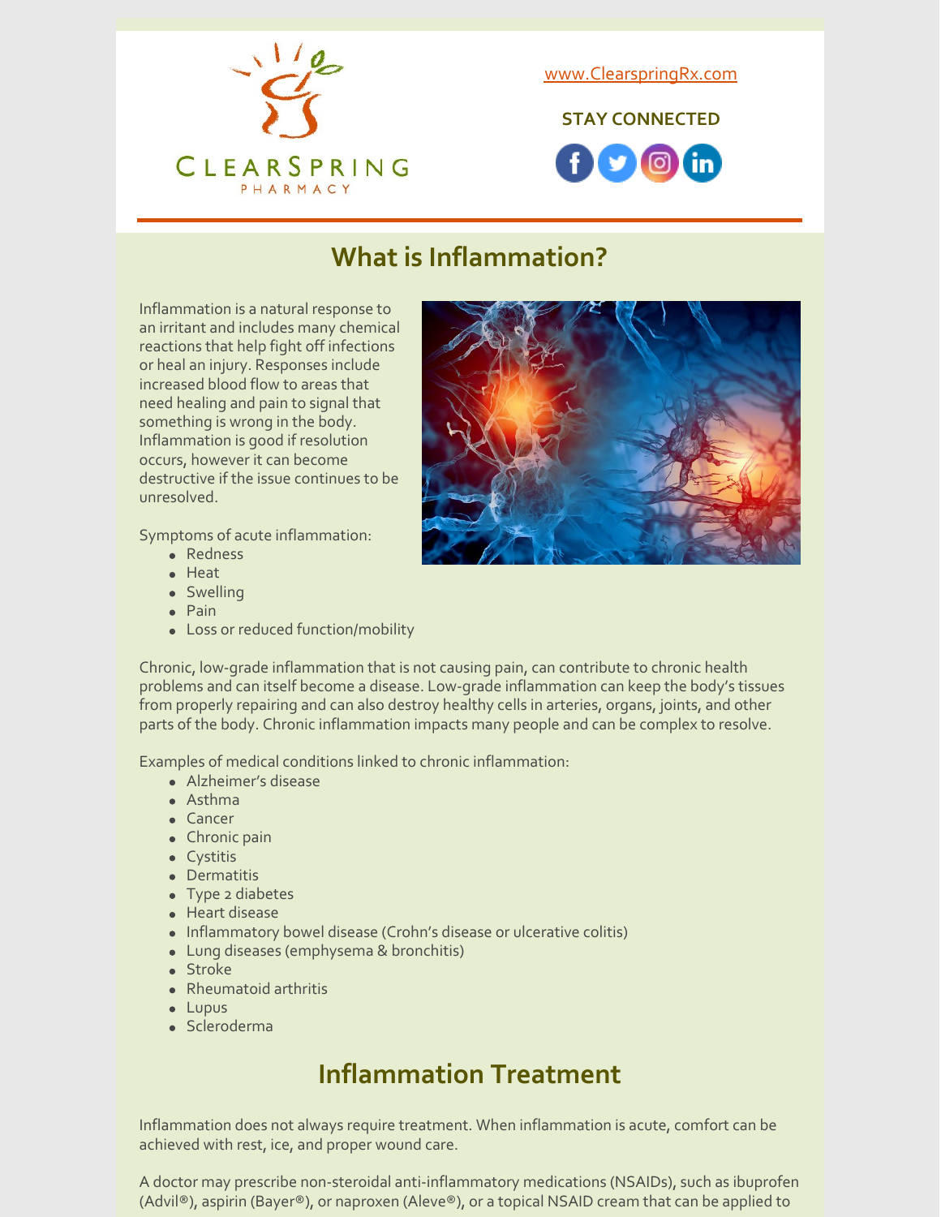CLEARSPRING
PHARMACY

www.ClearspringRx.com

STAY CONNECTED

## What is Inflammation?

Inflammation is a natural response to an irritant and includes many chemical reactions that help fight off infections or heal an injury. Responses include increased blood flow to areas that need healing and pain to signal that something is wrong in the body. Inflammation is good if resolution occurs, however it can become destructive if the issue continues to be unresolved.

Symptoms of acute inflammation:

- Redness
- Heat
- Swelling
- Pain
- Loss or reduced function/mobility

Chronic, low-grade inflammation that is not causing pain, can contribute to chronic health problems and can itself become a disease. Low-grade inflammation can keep the body's tissues from properly repairing and can also destroy healthy cells in arteries, organs, joints, and other parts of the body. Chronic inflammation impacts many people and can be complex to resolve.

Examples of medical conditions linked to chronic inflammation:

- Alzheimer's disease
- Asthma
- Cancer
- Chronic pain
- Cystitis
- Dermatitis
- Type 2 diabetes
- Heart disease
- Inflammatory bowel disease (Crohn's disease or ulcerative colitis)
- Lung diseases (emphysema & bronchitis)
- Stroke
- Rheumatoid arthritis
- Lupus
- Scleroderma

## Inflammation Treatment

Inflammation does not always require treatment. When inflammation is acute, comfort can be achieved with rest, ice, and proper wound care.

A doctor may prescribe non-steroidal anti-inflammatory medications (NSAIDs), such as ibuprofen (Advil®), aspirin (Bayer®), or naproxen (Aleve®), or a topical NSAID cream that can be applied to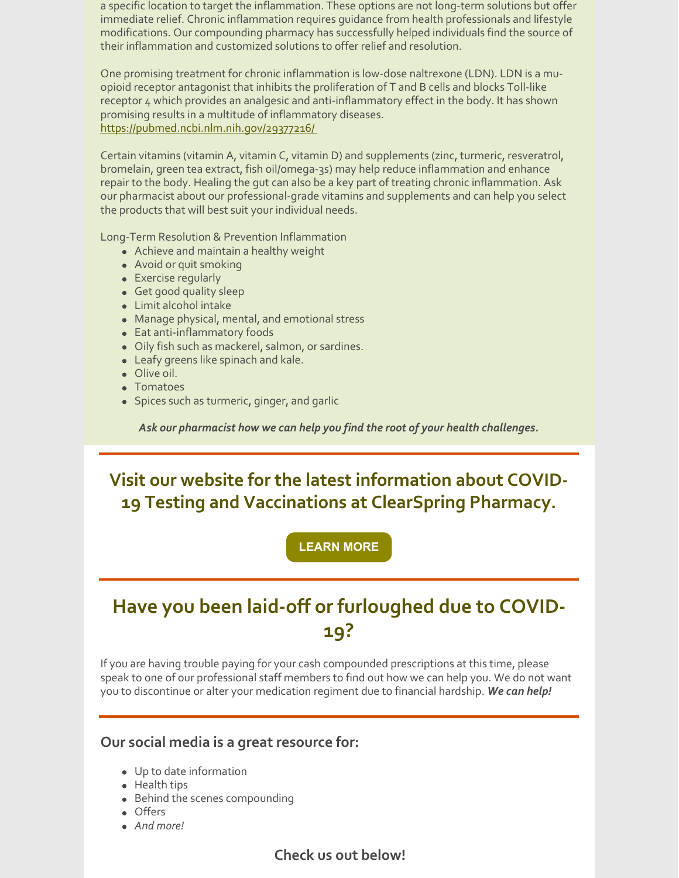a specific location to target the inflammation. These options are not long-term solutions but offer immediate relief. Chronic inflammation requires guidance from health professionals and lifestyle modifications. Our compounding pharmacy has successfully helped individuals find the source of their inflammation and customized solutions to offer relief and resolution.

One promising treatment for chronic inflammation is low-dose naltrexone (LDN). LDN is a mu-opioid receptor antagonist that inhibits the proliferation of T and B cells and blocks Toll-like receptor 4 which provides an analgesic and anti-inflammatory effect in the body. It has shown promising results in a multitude of inflammatory diseases.
https://pubmed.ncbi.nlm.nih.gov/29377216/

Certain vitamins (vitamin A, vitamin C, vitamin D) and supplements (zinc, turmeric, resveratrol, bromelain, green tea extract, fish oil/omega-3s) may help reduce inflammation and enhance repair to the body. Healing the gut can also be a key part of treating chronic inflammation. Ask our pharmacist about our professional-grade vitamins and supplements and can help you select the products that will best suit your individual needs.

Long-Term Resolution & Prevention Inflammation

- Achieve and maintain a healthy weight
- Avoid or quit smoking
- Exercise regularly
- Get good quality sleep
- Limit alcohol intake
- Manage physical, mental, and emotional stress
- Eat anti-inflammatory foods
- Oily fish such as mackerel, salmon, or sardines.
- Leafy greens like spinach and kale.
- Olive oil.
- Tomatoes
- Spices such as turmeric, ginger, and garlic

***Ask our pharmacist how we can help you find the root of your health challenges.***

## Visit our website for the latest information about COVID-19 Testing and Vaccinations at ClearSpring Pharmacy.

LEARN MORE

## Have you been laid-off or furloughed due to COVID-19?

If you are having trouble paying for your cash compounded prescriptions at this time, please speak to one of our professional staff members to find out how we can help you. We do not want you to discontinue or alter your medication regiment due to financial hardship. ***We can help!***

### Our social media is a great resource for:

- Up to date information
- Health tips
- Behind the scenes compounding
- Offers
- *And more!*

### Check us out below!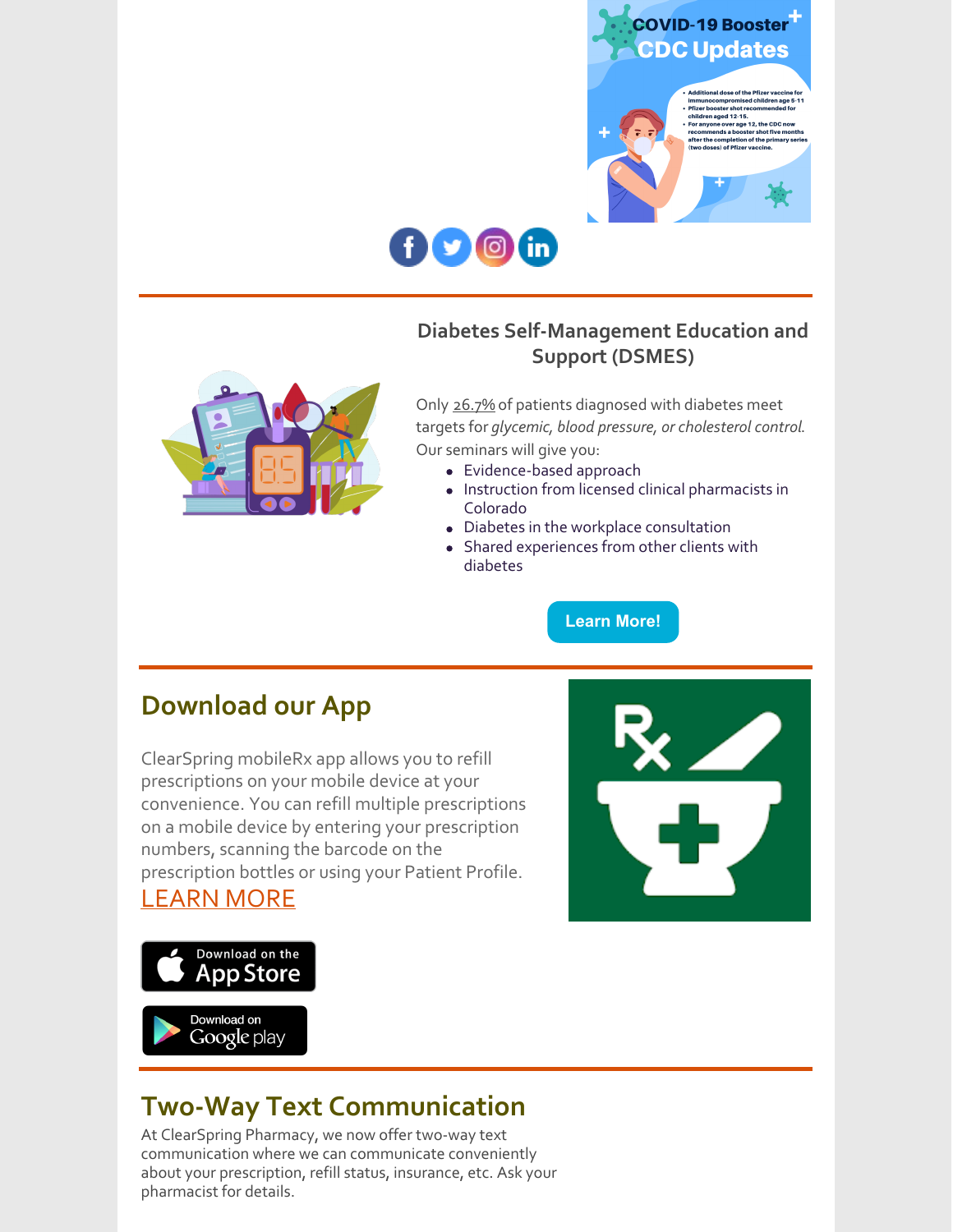## Diabetes Self-Management Education and Support (DSMES)

Only 26.7% of patients diagnosed with diabetes meet targets for *glycemic, blood pressure, or cholesterol control*. Our seminars will give you:

- Evidence-based approach
- Instruction from licensed clinical pharmacists in Colorado
- Diabetes in the workplace consultation
- Shared experiences from other clients with diabetes

Learn More!

## Download our App

ClearSpring mobileRx app allows you to refill prescriptions on your mobile device at your convenience. You can refill multiple prescriptions on a mobile device by entering your prescription numbers, scanning the barcode on the prescription bottles or using your Patient Profile.

LEARN MORE

Download on the App Store

Download on Google play

## Two-Way Text Communication

At ClearSpring Pharmacy, we now offer two-way text communication where we can communicate conveniently about your prescription, refill status, insurance, etc. Ask your pharmacist for details.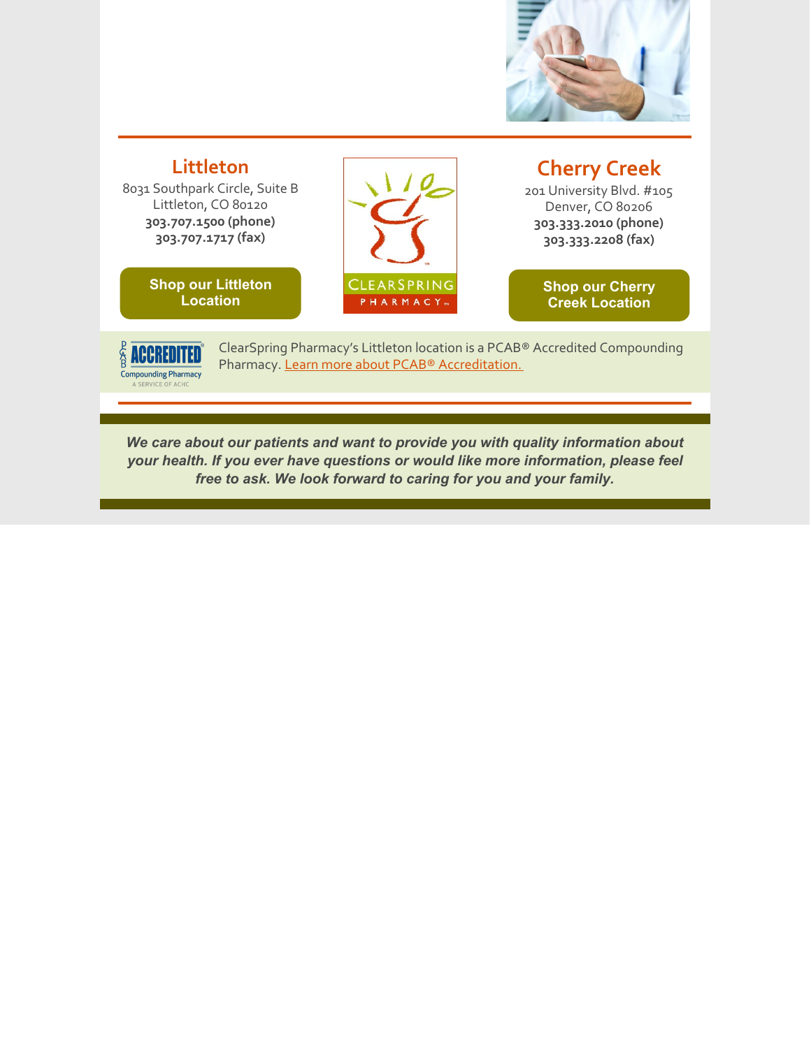## Littleton

8031 Southpark Circle, Suite B
Littleton, CO 80120
**303.707.1500 (phone)**
**303.707.1717 (fax)**

**Shop our Littleton Location**

## Cherry Creek

201 University Blvd. #105
Denver, CO 80206
**303.333.2010 (phone)**
**303.333.2208 (fax)**

**Shop our Cherry Creek Location**

ClearSpring Pharmacy's Littleton location is a PCAB® Accredited Compounding Pharmacy. Learn more about PCAB® Accreditation.

***We care about our patients and want to provide you with quality information about your health. If you ever have questions or would like more information, please feel free to ask. We look forward to caring for you and your family.***